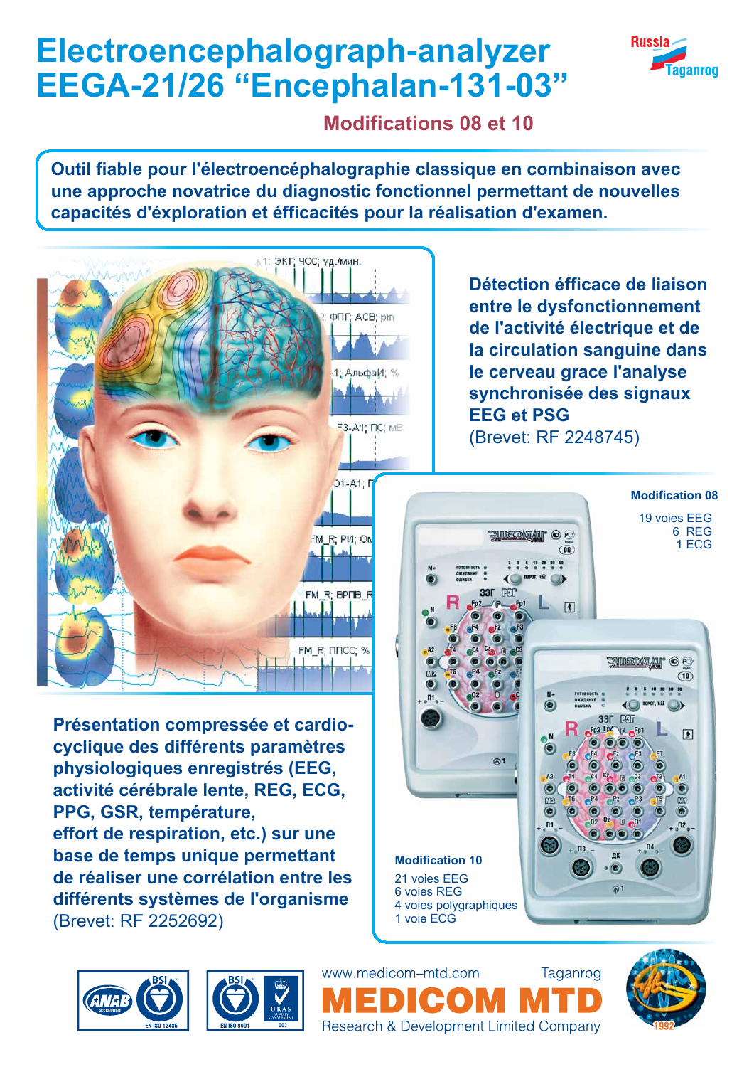# Electroencephalograph-analyzer EEGA-21/26 "Encephalan-131-03"

Russia Taganrog

## Modifications 08 et 10

**Outil fiable pour l'électroencéphalographie classique en combinaison avec une approche novatrice du diagnostic fonctionnel permettant de nouvelles capacités d'éxploration et éfficacités pour la réalisation d'examen.**

**Détection éfficace de liaison entre le dysfonctionnement de l'activité électrique et de la circulation sanguine dans le cerveau grace l'analyse synchronisée des signaux EEG et PSG**
(Brevet: RF 2248745)

**Modification 08**

19 voies EEG
6 REG
1 ECG

**Présentation compressée et cardio-cyclique des différents paramètres physiologiques enregistrés (EEG, activité cérébrale lente, REG, ECG, PPG, GSR, température, effort de respiration, etc.) sur une base de temps unique permettant de réaliser une corrélation entre les différents systèmes de l'organisme**
(Brevet: RF 2252692)

**Modification 10**

21 voies EEG
6 voies REG
4 voies polygraphiques
1 voie ECG

www.medicom–mtd.com Taganrog

**MEDICOM MTD**

Research & Development Limited Company

EN ISO 13485 — EN ISO 9001 — 1992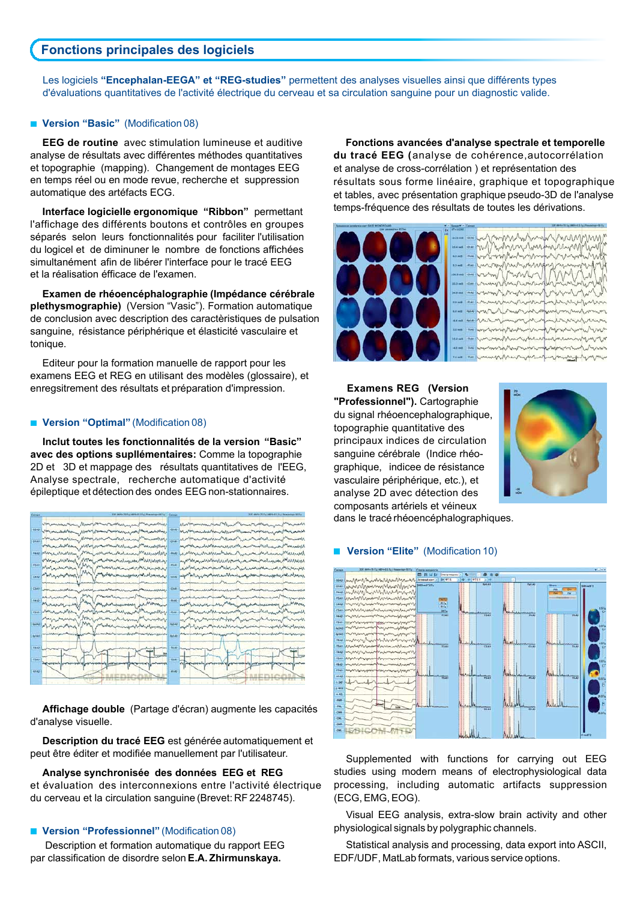## Fonctions principales des logiciels

Les logiciels **"Encephalan-EEGA" et "REG-studies"** permettent des analyses visuelles ainsi que différents types d'évaluations quantitatives de l'activité électrique du cerveau et sa circulation sanguine pour un diagnostic valide.

### Version "Basic" (Modification 08)

**EEG de routine** avec stimulation lumineuse et auditive analyse de résultats avec différentes méthodes quantitatives et topographie (mapping). Changement de montages EEG en temps réel ou en mode revue, recherche et suppression automatique des artéfacts ECG.

**Interface logicielle ergonomique "Ribbon"** permettant l'affichage des différents boutons et contrôles en groupes séparés selon leurs fonctionnalités pour faciliter l'utilisation du logiciel et de diminuer le nombre de fonctions affichées simultanément afin de libérer l'interface pour le tracé EEG et la réalisation éfficace de l'examen.

**Examen de rhéoencéphalographie (Impédance cérébrale plethysmographie)** (Version "Vasic"). Formation automatique de conclusion avec description des caractèristiques de pulsation sanguine, résistance périphérique et élasticité vasculaire et tonique.

Editeur pour la formation manuelle de rapport pour les examens EEG et REG en utilisant des modèles (glossaire), et enregsitrement des résultats et préparation d'impression.

**Fonctions avancées d'analyse spectrale et temporelle du tracé EEG (**analyse de cohérence,autocorrélation et analyse de cross-corrélation ) et représentation des résultats sous forme linéaire, graphique et topographique et tables, avec présentation graphique pseudo-3D de l'analyse temps-fréquence des résultats de toutes les dérivations.

### Version "Optimal" (Modification 08)

**Inclut toutes les fonctionnalités de la version "Basic" avec des options supllémentaires:** Comme la topographie 2D et 3D et mappage des résultats quantitatives de l'EEG, Analyse spectrale, recherche automatique d'activité épileptique et détection des ondes EEG non-stationnaires.

**Affichage double** (Partage d'écran) augmente les capacités d'analyse visuelle.

**Description du tracé EEG** est générée automatiquement et peut être éditer et modifiée manuellement par l'utilisateur.

**Analyse synchronisée des données EEG et REG** et évaluation des interconnexions entre l'activité électrique du cerveau et la circulation sanguine (Brevet: RF 2248745).

### Version "Professionnel" (Modification 08)

Description et formation automatique du rapport EEG par classification de disordre selon **E.A. Zhirmunskaya.**

**Examens REG (Version "Professionnel").** Cartographie du signal rhéoencephalographique, topographie quantitative des principaux indices de circulation sanguine cérébrale (Indice rhéo-graphique, indicee de résistance vasculaire périphérique, etc.), et analyse 2D avec détection des composants artériels et véineux dans le tracé rhéoencéphalographiques.

### Version "Elite" (Modification 10)

Supplemented with functions for carrying out EEG studies using modern means of electrophysiological data processing, including automatic artifacts suppression (ECG, EMG, EOG).

Visual EEG analysis, extra-slow brain activity and other physiological signals by polygraphic channels.

Statistical analysis and processing, data export into ASCII, EDF/UDF, MatLab formats, various service options.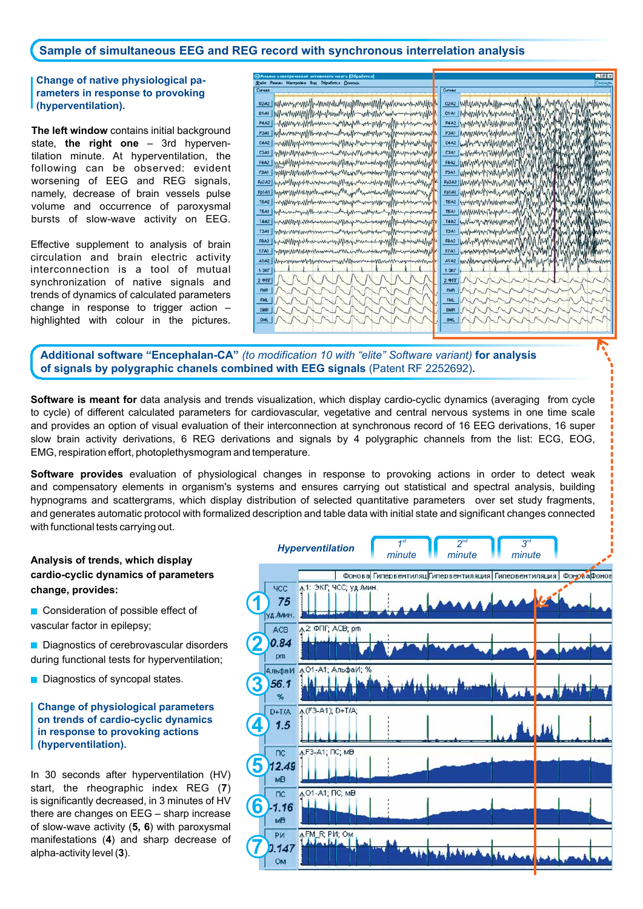## Sample of simultaneous EEG and REG record with synchronous interrelation analysis

### Change of native physiological parameters in response to provoking (hyperventilation).

**The left window** contains initial background state, **the right one** – 3rd hyperventilation minute. At hyperventilation, the following can be observed: evident worsening of EEG and REG signals, namely, decrease of brain vessels pulse volume and occurrence of paroxysmal bursts of slow-wave activity on EEG.

Effective supplement to analysis of brain circulation and brain electric activity interconnection is a tool of mutual synchronization of native signals and trends of dynamics of calculated parameters change in response to trigger action – highlighted with colour in the pictures.

## Additional software "Encephalan-CA" *(to modification 10 with "elite" Software variant)* for analysis of signals by polygraphic chanels combined with EEG signals (Patent RF 2252692).

**Software is meant for** data analysis and trends visualization, which display cardio-cyclic dynamics (averaging from cycle to cycle) of different calculated parameters for cardiovascular, vegetative and central nervous systems in one time scale and provides an option of visual evaluation of their interconnection at synchronous record of 16 EEG derivations, 16 super slow brain activity derivations, 6 REG derivations and signals by 4 polygraphic channels from the list: ECG, EOG, EMG, respiration effort, photoplethysmogram and temperature.

**Software provides** evaluation of physiological changes in response to provoking actions in order to detect weak and compensatory elements in organism's systems and ensures carrying out statistical and spectral analysis, building hypnograms and scattergrams, which display distribution of selected quantitative parameters over set study fragments, and generates automatic protocol with formalized description and table data with initial state and significant changes connected with functional tests carrying out.

**Analysis of trends, which display cardio-cyclic dynamics of parameters change, provides:**

- Consideration of possible effect of vascular factor in epilepsy;
- Diagnostics of cerebrovascular disorders during functional tests for hyperventilation;
- Diagnostics of syncopal states.

### Change of physiological parameters on trends of cardio-cyclic dynamics in response to provoking actions (hyperventilation).

In 30 seconds after hyperventilation (HV) start, the rheographic index REG (**7**) is significantly decreased, in 3 minutes of HV there are changes on EEG – sharp increase of slow-wave activity (**5, 6**) with paroxysmal manifestations (**4**) and sharp decrease of alpha-activity level (**3**).

*Hyperventilation* — *1st minute* | *2nd minute* | *3rd minute*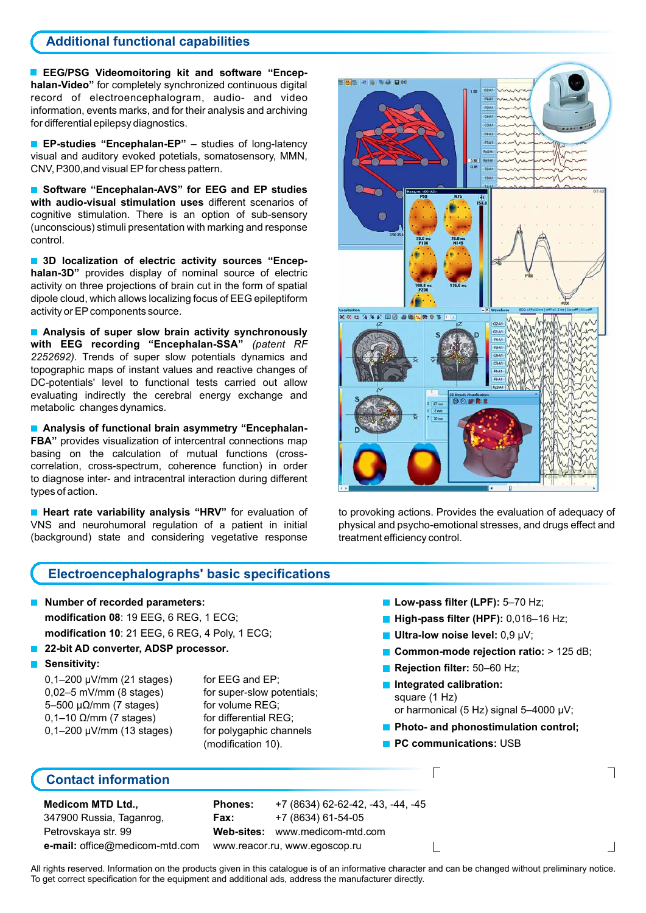## Additional functional capabilities

- **EEG/PSG Videomoitoring kit and software "Encephalan-Video"** for completely synchronized continuous digital record of electroencephalogram, audio- and video information, events marks, and for their analysis and archiving for differential epilepsy diagnostics.

- **EP-studies "Encephalan-EP"** – studies of long-latency visual and auditory evoked potetials, somatosensory, MMN, CNV, P300,and visual EP for chess pattern.

- **Software "Encephalan-AVS" for EEG and EP studies with audio-visual stimulation uses** different scenarios of cognitive stimulation. There is an option of sub-sensory (unconscious) stimuli presentation with marking and response control.

- **3D localization of electric activity sources "Encephalan-3D"** provides display of nominal source of electric activity on three projections of brain cut in the form of spatial dipole cloud, which allows localizing focus of EEG epileptiform activity or EP components source.

- **Analysis of super slow brain activity synchronously with EEG recording "Encephalan-SSA"** *(patent RF 2252692)*. Trends of super slow potentials dynamics and topographic maps of instant values and reactive changes of DC-potentials' level to functional tests carried out allow evaluating indirectly the cerebral energy exchange and metabolic changes dynamics.

- **Analysis of functional brain asymmetry "Encephalan-FBA"** provides visualization of intercentral connections map basing on the calculation of mutual functions (cross-correlation, cross-spectrum, coherence function) in order to diagnose inter- and intracentral interaction during different types of action.

- **Heart rate variability analysis "HRV"** for evaluation of VNS and neurohumoral regulation of a patient in initial (background) state and considering vegetative response to provoking actions. Provides the evaluation of adequacy of physical and psycho-emotional stresses, and drugs effect and treatment efficiency control.

## Electroencephalographs' basic specifications

- **Number of recorded parameters:**
  **modification 08**: 19 EEG, 6 REG, 1 ECG;
  **modification 10**: 21 EEG, 6 REG, 4 Poly, 1 ECG;
- **22-bit AD converter, ADSP processor.**
- **Sensitivity:**

| | |
|---|---|
| 0,1–200 μV/mm (21 stages) | for EEG and EP; |
| 0,02–5 mV/mm (8 stages) | for super-slow potentials; |
| 5–500 μΩ/mm (7 stages) | for volume REG; |
| 0,1–10 Ω/mm (7 stages) | for differential REG; |
| 0,1–200 μV/mm (13 stages) | for polygaphic channels (modification 10). |

- **Low-pass filter (LPF):** 5–70 Hz;
- **High-pass filter (HPF):** 0,016–16 Hz;
- **Ultra-low noise level:** 0,9 μV;
- **Common-mode rejection ratio:** > 125 dB;
- **Rejection filter:** 50–60 Hz;
- **Integrated calibration:**
  square (1 Hz)
  or harmonical (5 Hz) signal 5–4000 μV;
- **Photo- and phonostimulation control;**
- **PC communications:** USB

## Contact information

**Medicom MTD Ltd.,**
347900 Russia, Taganrog,
Petrovskaya str. 99
**e-mail:** office@medicom-mtd.com

**Phones:** +7 (8634) 62-62-42, -43, -44, -45
**Fax:** +7 (8634) 61-54-05
**Web-sites:** www.medicom-mtd.com
www.reacor.ru, www.egoscop.ru

All rights reserved. Information on the products given in this catalogue is of an informative character and can be changed without preliminary notice. To get correct specification for the equipment and additional ads, address the manufacturer directly.